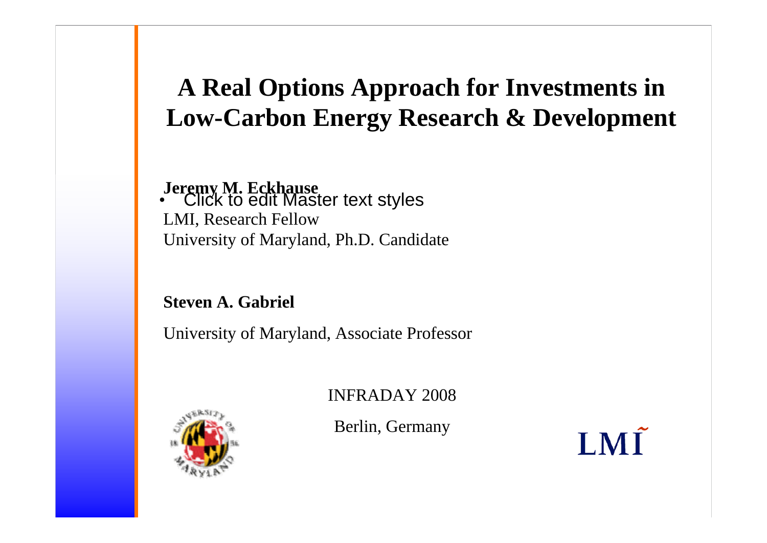# A Real Options Approach for Investments in Low-Carbon Energy Research & Development

**Jeremy M. Eckhause**

- Click to edit Master text styles

LMI, Research Fellow
University of Maryland, Ph.D. Candidate

**Steven A. Gabriel**

University of Maryland, Associate Professor

INFRADAY 2008

Berlin, Germany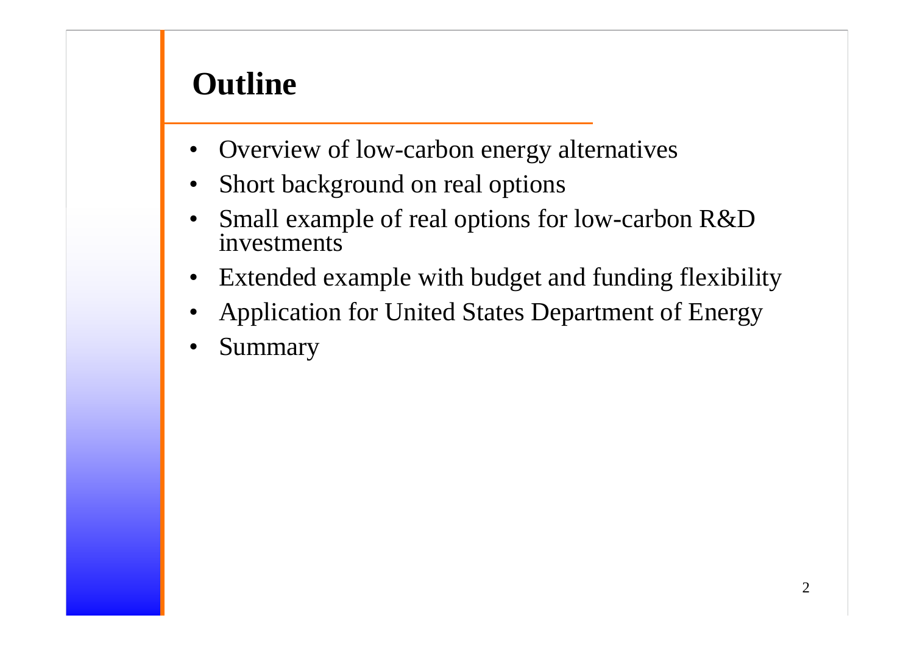# Outline

- Overview of low-carbon energy alternatives
- Short background on real options
- Small example of real options for low-carbon R&D investments
- Extended example with budget and funding flexibility
- Application for United States Department of Energy
- Summary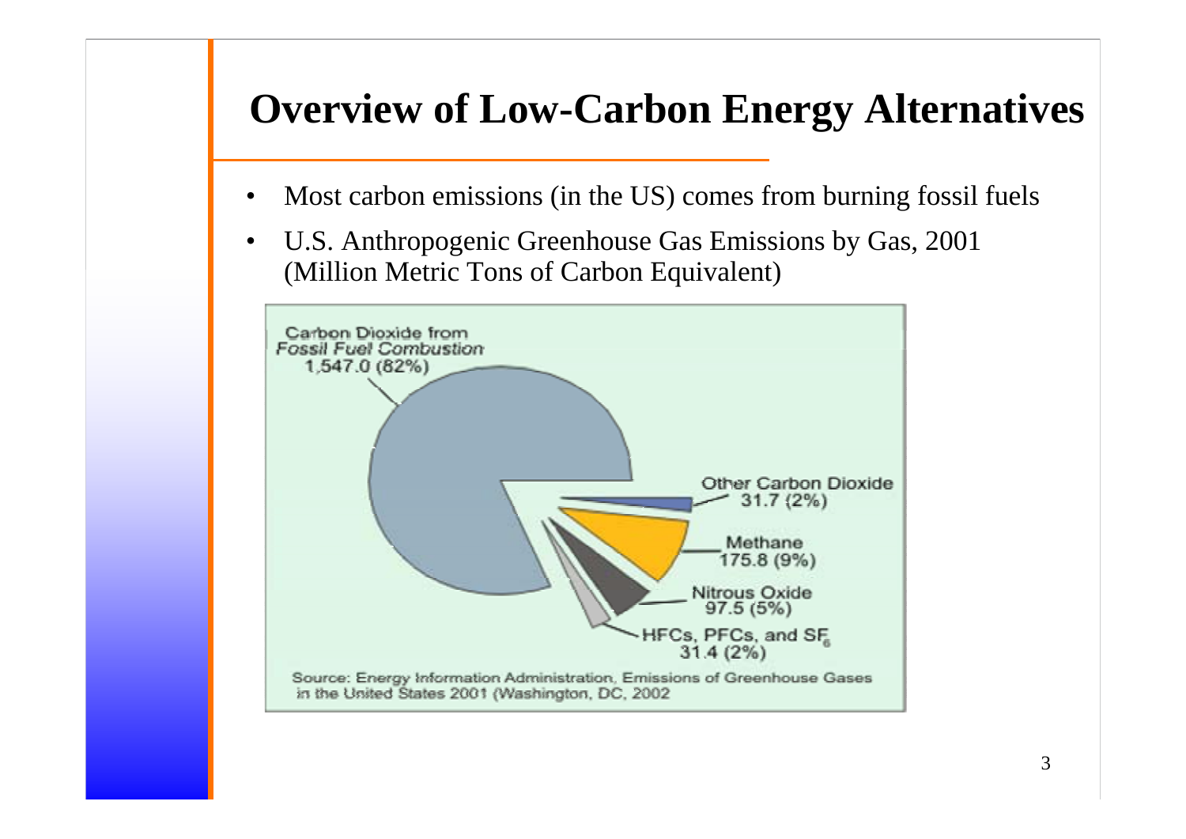# Overview of Low-Carbon Energy Alternatives

- Most carbon emissions (in the US) comes from burning fossil fuels
- U.S. Anthropogenic Greenhouse Gas Emissions by Gas, 2001 (Million Metric Tons of Carbon Equivalent)

Carbon Dioxide from *Fossil Fuel Combustion* 1,547.0 (82%)

Other Carbon Dioxide 31.7 (2%)

Methane 175.8 (9%)

Nitrous Oxide 97.5 (5%)

HFCs, PFCs, and $SF_6$ 31.4 (2%)

Source: Energy Information Administration, Emissions of Greenhouse Gases in the United States 2001 (Washington, DC, 2002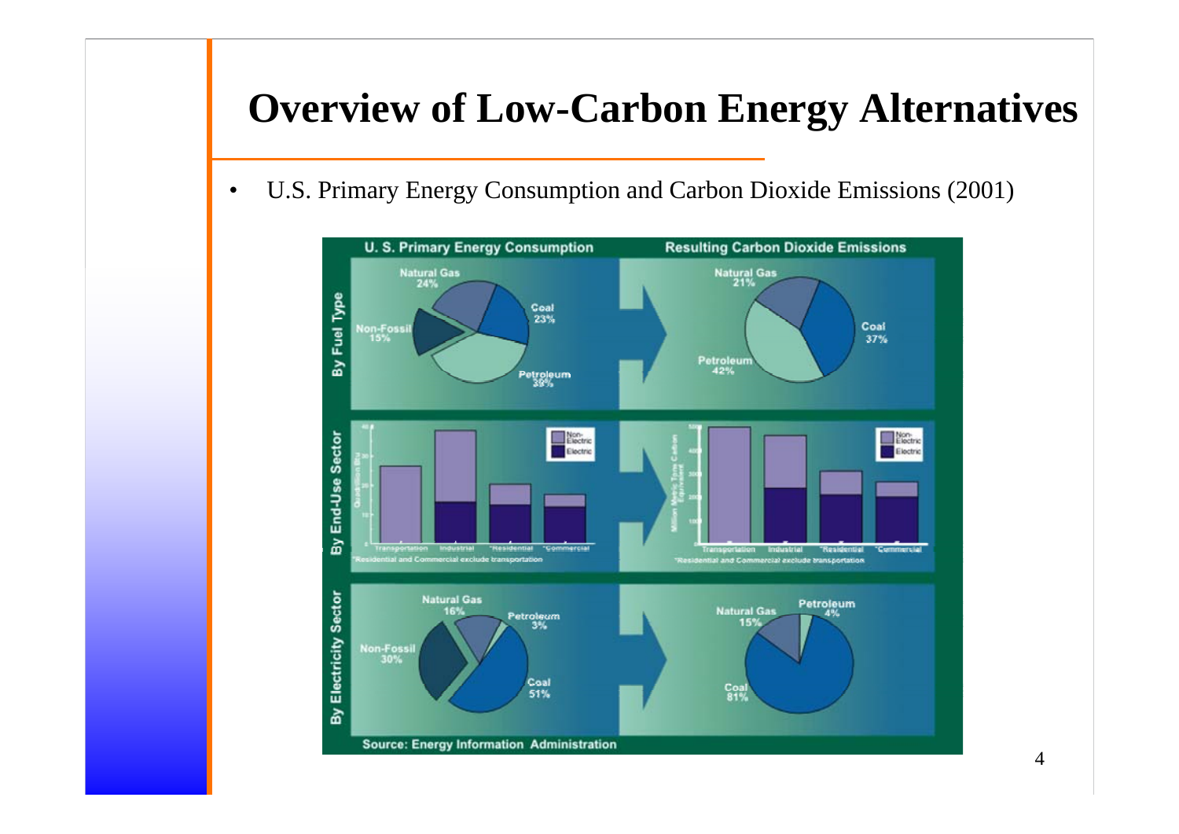# Overview of Low-Carbon Energy Alternatives

- U.S. Primary Energy Consumption and Carbon Dioxide Emissions (2001)

U. S. Primary Energy Consumption | Resulting Carbon Dioxide Emissions

By Fuel Type

Natural Gas 24% | Coal 23% | Non-Fossil 15% | Petroleum 39%

Natural Gas 21% | Coal 37% | Petroleum 42%

By End-Use Sector

Transportation | Industrial | *Residential | *Commercial

Non-Electric | Electric

*Residential and Commercial exclude transportation

By Electricity Sector

Natural Gas 16% | Petroleum 3% | Non-Fossil 30% | Coal 51%

Natural Gas 15% | Petroleum 4% | Coal 81%

Source: Energy Information Administration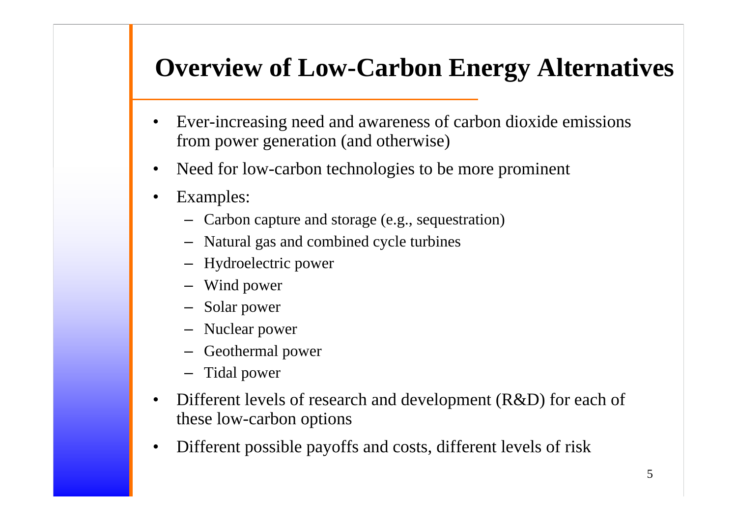# Overview of Low-Carbon Energy Alternatives

- Ever-increasing need and awareness of carbon dioxide emissions from power generation (and otherwise)
- Need for low-carbon technologies to be more prominent
- Examples:
  - Carbon capture and storage (e.g., sequestration)
  - Natural gas and combined cycle turbines
  - Hydroelectric power
  - Wind power
  - Solar power
  - Nuclear power
  - Geothermal power
  - Tidal power
- Different levels of research and development (R&D) for each of these low-carbon options
- Different possible payoffs and costs, different levels of risk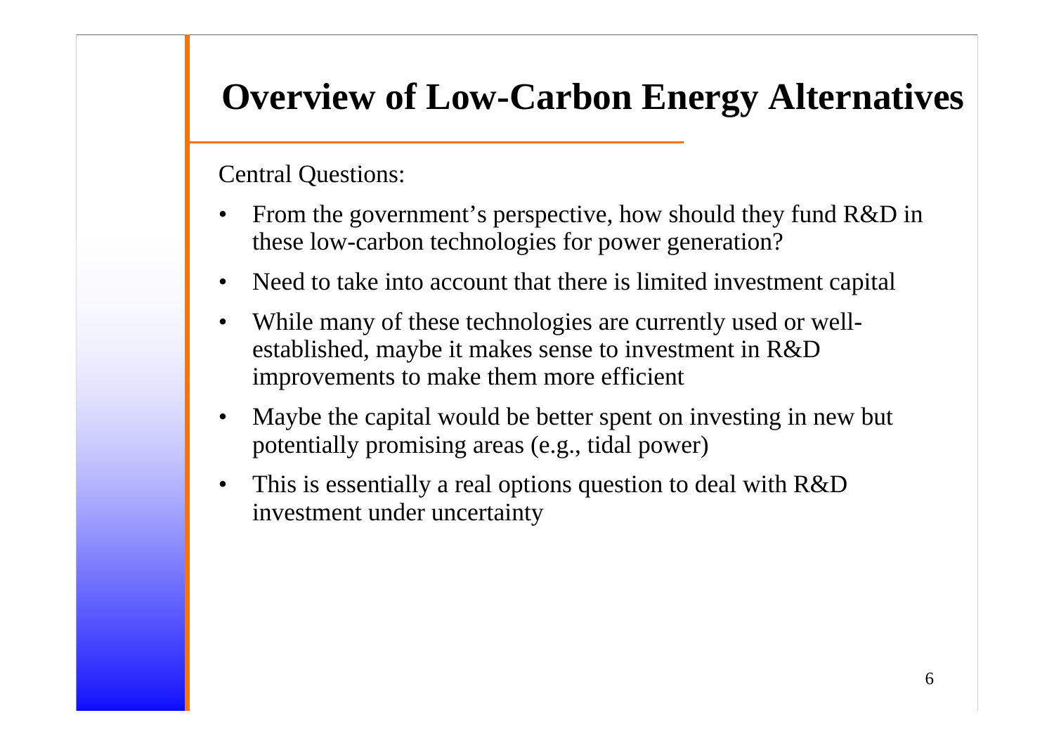# Overview of Low-Carbon Energy Alternatives

Central Questions:

- From the government's perspective, how should they fund R&D in these low-carbon technologies for power generation?
- Need to take into account that there is limited investment capital
- While many of these technologies are currently used or well-established, maybe it makes sense to investment in R&D improvements to make them more efficient
- Maybe the capital would be better spent on investing in new but potentially promising areas (e.g., tidal power)
- This is essentially a real options question to deal with R&D investment under uncertainty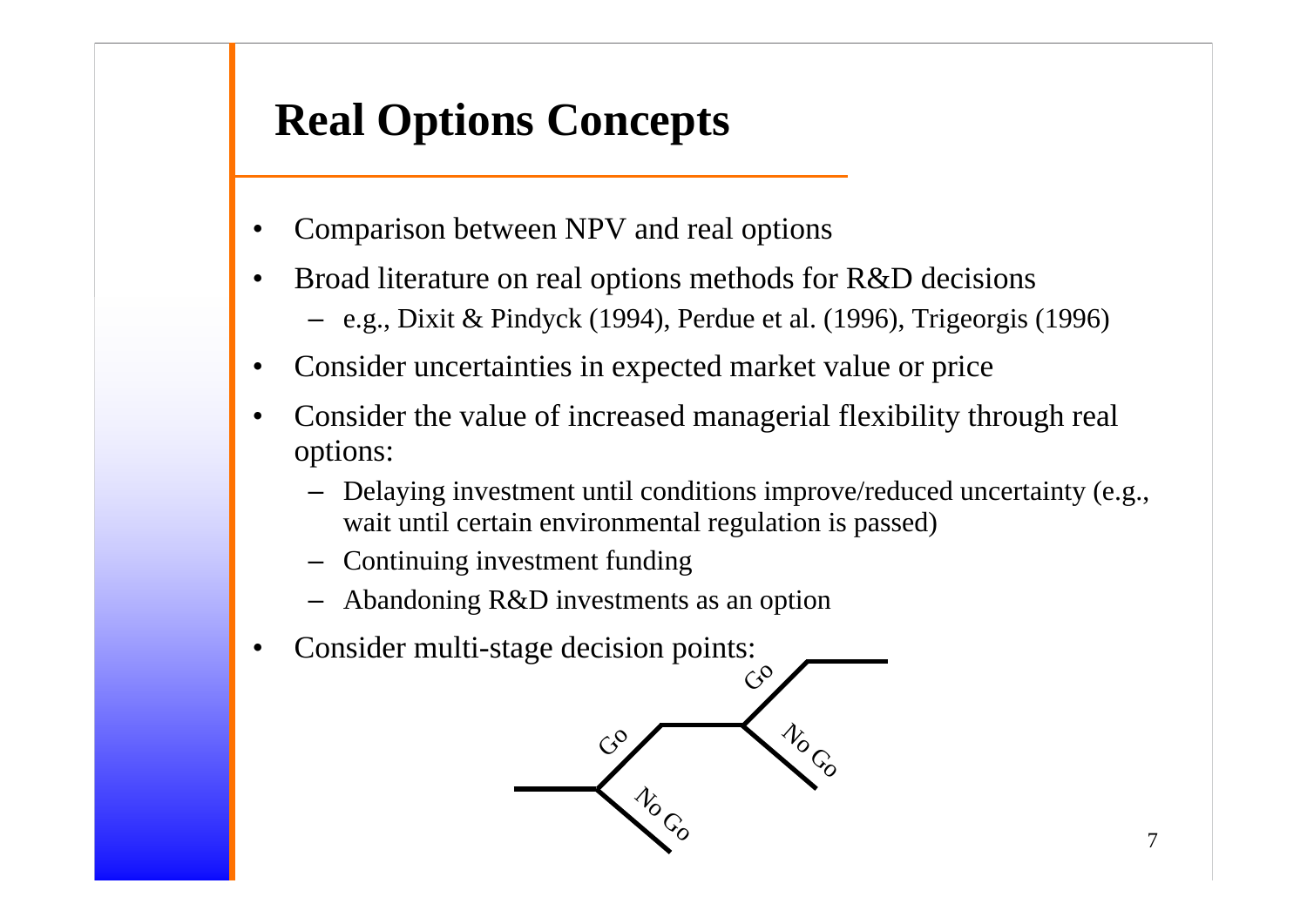# Real Options Concepts

- Comparison between NPV and real options
- Broad literature on real options methods for R&D decisions
  - e.g., Dixit & Pindyck (1994), Perdue et al. (1996), Trigeorgis (1996)
- Consider uncertainties in expected market value or price
- Consider the value of increased managerial flexibility through real options:
  - Delaying investment until conditions improve/reduced uncertainty (e.g., wait until certain environmental regulation is passed)
  - Continuing investment funding
  - Abandoning R&D investments as an option
- Consider multi-stage decision points:

Go

No Go

Go

No Go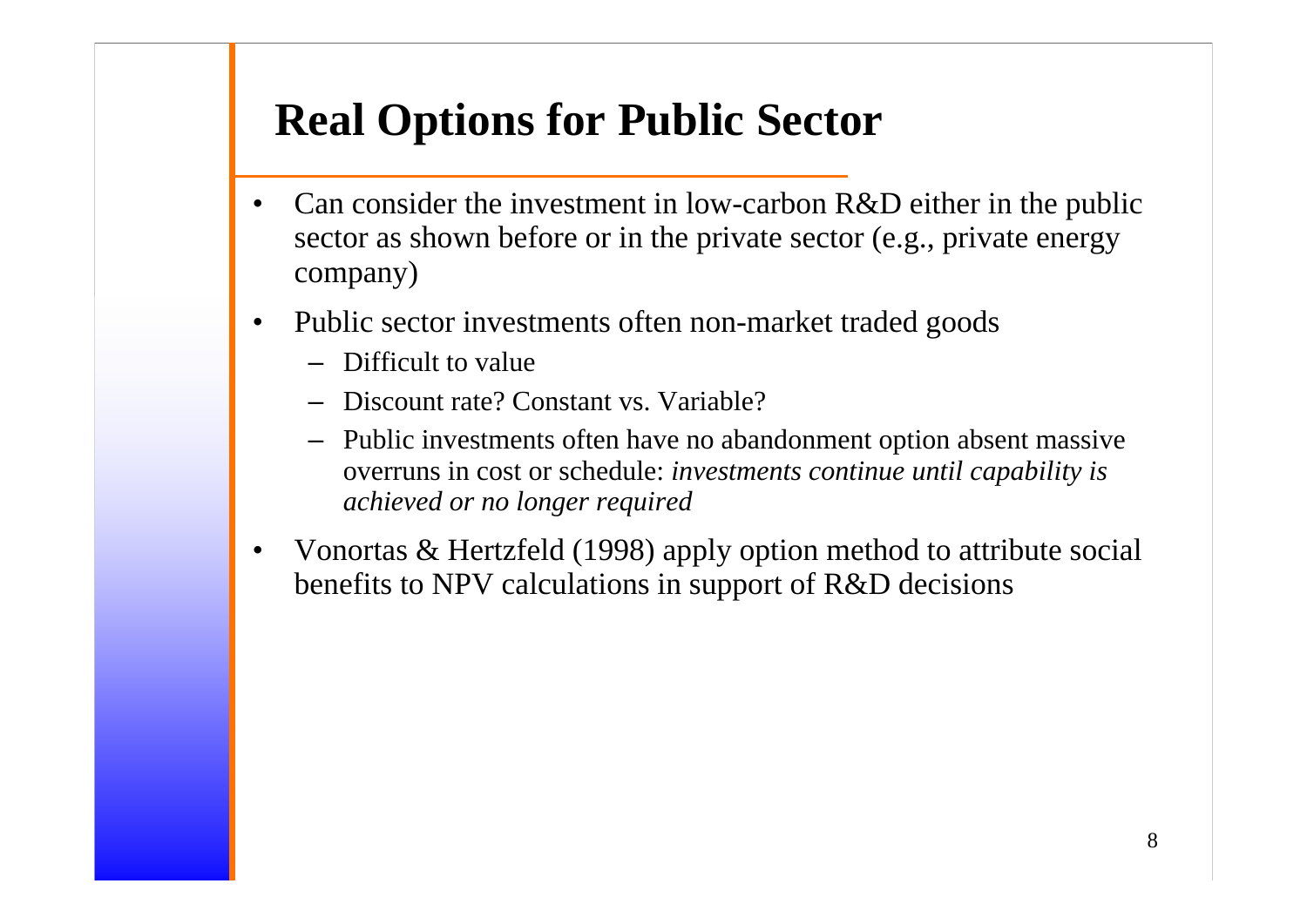# Real Options for Public Sector

- Can consider the investment in low-carbon R&D either in the public sector as shown before or in the private sector (e.g., private energy company)
- Public sector investments often non-market traded goods
  - Difficult to value
  - Discount rate? Constant vs. Variable?
  - Public investments often have no abandonment option absent massive overruns in cost or schedule: *investments continue until capability is achieved or no longer required*
- Vonortas & Hertzfeld (1998) apply option method to attribute social benefits to NPV calculations in support of R&D decisions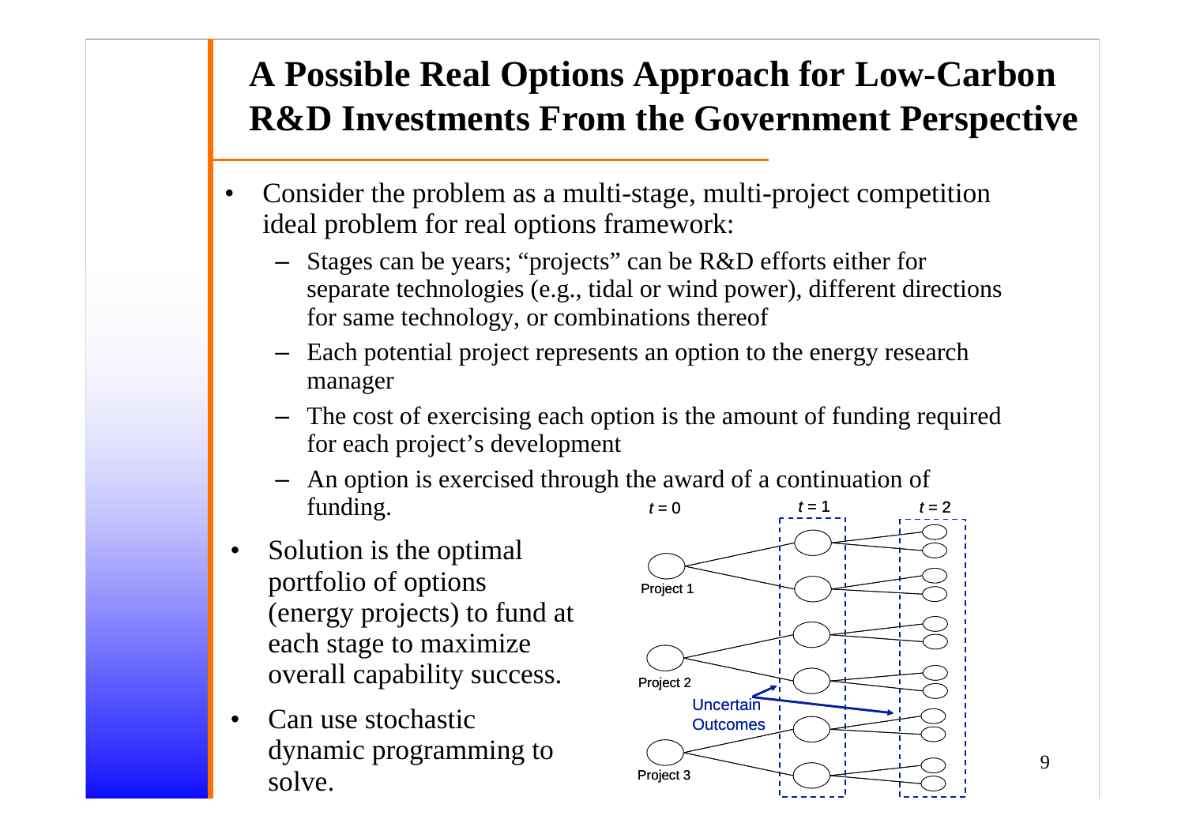# A Possible Real Options Approach for Low-Carbon R&D Investments From the Government Perspective

- Consider the problem as a multi-stage, multi-project competition ideal problem for real options framework:
  - Stages can be years; "projects" can be R&D efforts either for separate technologies (e.g., tidal or wind power), different directions for same technology, or combinations thereof
  - Each potential project represents an option to the energy research manager
  - The cost of exercising each option is the amount of funding required for each project's development
  - An option is exercised through the award of a continuation of funding.
- Solution is the optimal portfolio of options (energy projects) to fund at each stage to maximize overall capability success.
- Can use stochastic dynamic programming to solve.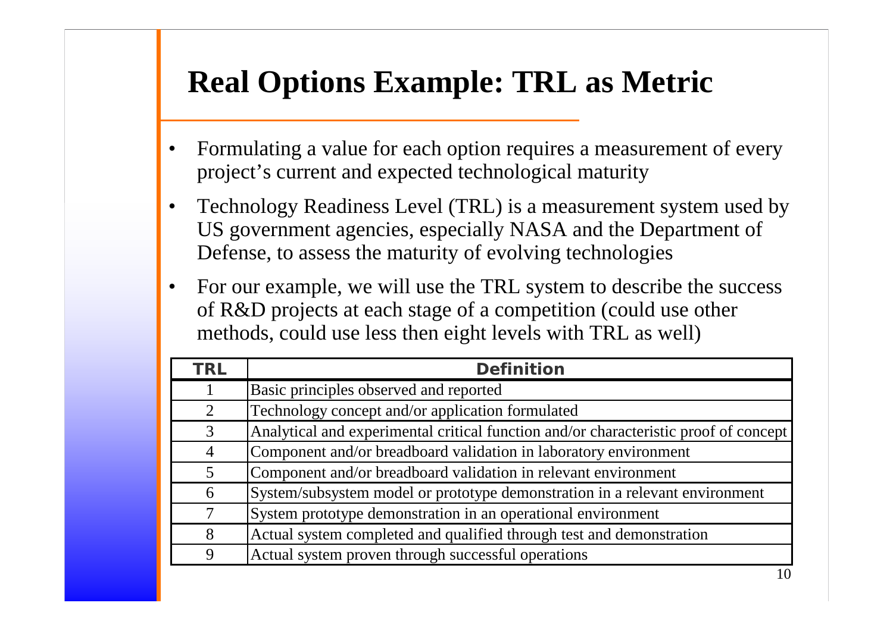# Real Options Example: TRL as Metric

- Formulating a value for each option requires a measurement of every project's current and expected technological maturity
- Technology Readiness Level (TRL) is a measurement system used by US government agencies, especially NASA and the Department of Defense, to assess the maturity of evolving technologies
- For our example, we will use the TRL system to describe the success of R&D projects at each stage of a competition (could use other methods, could use less then eight levels with TRL as well)

| TRL | Definition |
|---|---|
| 1 | Basic principles observed and reported |
| 2 | Technology concept and/or application formulated |
| 3 | Analytical and experimental critical function and/or characteristic proof of concept |
| 4 | Component and/or breadboard validation in laboratory environment |
| 5 | Component and/or breadboard validation in relevant environment |
| 6 | System/subsystem model or prototype demonstration in a relevant environment |
| 7 | System prototype demonstration in an operational environment |
| 8 | Actual system completed and qualified through test and demonstration |
| 9 | Actual system proven through successful operations |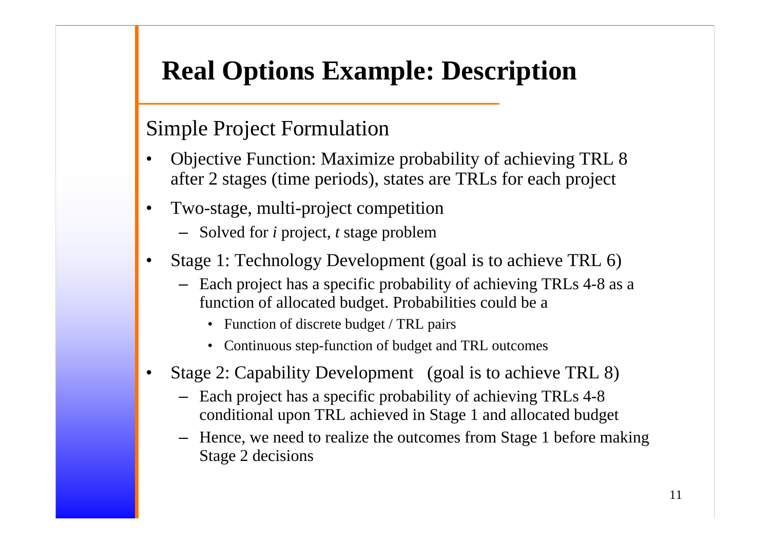# Real Options Example: Description

## Simple Project Formulation

- Objective Function: Maximize probability of achieving TRL 8 after 2 stages (time periods), states are TRLs for each project
- Two-stage, multi-project competition
  - Solved for *i* project, *t* stage problem
- Stage 1: Technology Development (goal is to achieve TRL 6)
  - Each project has a specific probability of achieving TRLs 4-8 as a function of allocated budget. Probabilities could be a
    - Function of discrete budget / TRL pairs
    - Continuous step-function of budget and TRL outcomes
- Stage 2: Capability Development (goal is to achieve TRL 8)
  - Each project has a specific probability of achieving TRLs 4-8 conditional upon TRL achieved in Stage 1 and allocated budget
  - Hence, we need to realize the outcomes from Stage 1 before making Stage 2 decisions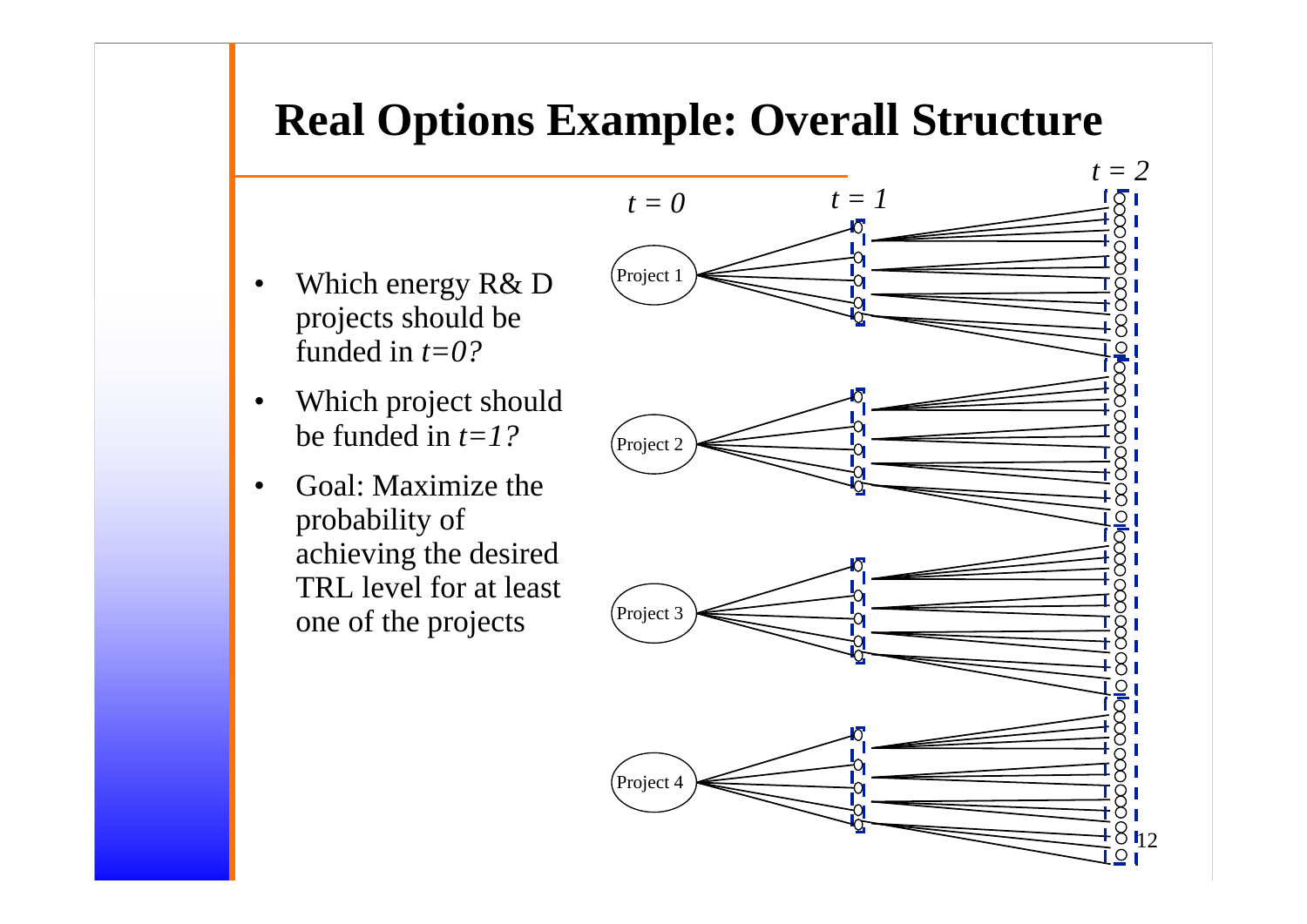# Real Options Example: Overall Structure

- Which energy R& D projects should be funded in *t=0?*
- Which project should be funded in *t=1?*
- Goal: Maximize the probability of achieving the desired TRL level for at least one of the projects

*t = 0* *t = 1* *t = 2*

Project 1

Project 2

Project 3

Project 4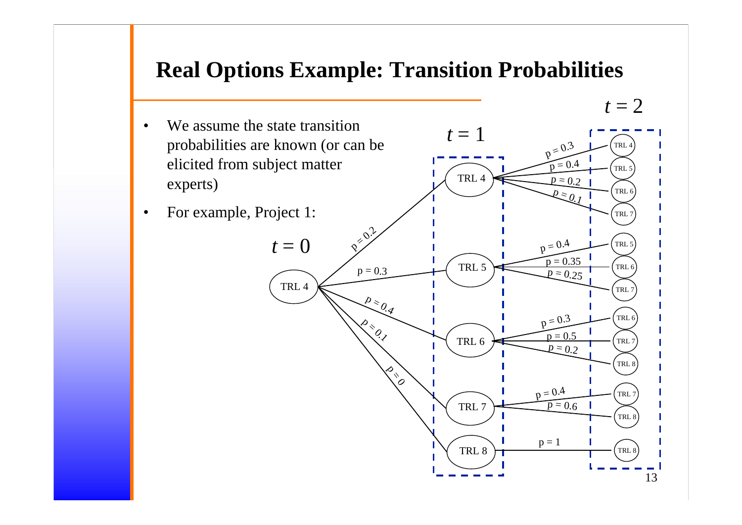# Real Options Example: Transition Probabilities

- We assume the state transition probabilities are known (or can be elicited from subject matter experts)
- For example, Project 1:

$t = 0$: TRL 4

| From ($t = 0$) | To ($t = 1$) | Probability |
| --- | --- | --- |
| TRL 4 | TRL 4 | p = 0.2 |
| TRL 4 | TRL 5 | p = 0.3 |
| TRL 4 | TRL 6 | p = 0.4 |
| TRL 4 | TRL 7 | p = 0.1 |
| TRL 4 | TRL 8 | p = 0 |

| From ($t = 1$) | To ($t = 2$) | Probability |
| --- | --- | --- |
| TRL 4 | TRL 4 | p = 0.3 |
| TRL 4 | TRL 5 | p = 0.4 |
| TRL 4 | TRL 6 | p = 0.2 |
| TRL 4 | TRL 7 | p = 0.1 |
| TRL 5 | TRL 5 | p = 0.4 |
| TRL 5 | TRL 6 | p = 0.35 |
| TRL 5 | TRL 7 | p = 0.25 |
| TRL 6 | TRL 6 | p = 0.3 |
| TRL 6 | TRL 7 | p = 0.5 |
| TRL 6 | TRL 8 | p = 0.2 |
| TRL 7 | TRL 7 | p = 0.4 |
| TRL 7 | TRL 8 | p = 0.6 |
| TRL 8 | TRL 8 | p = 1 |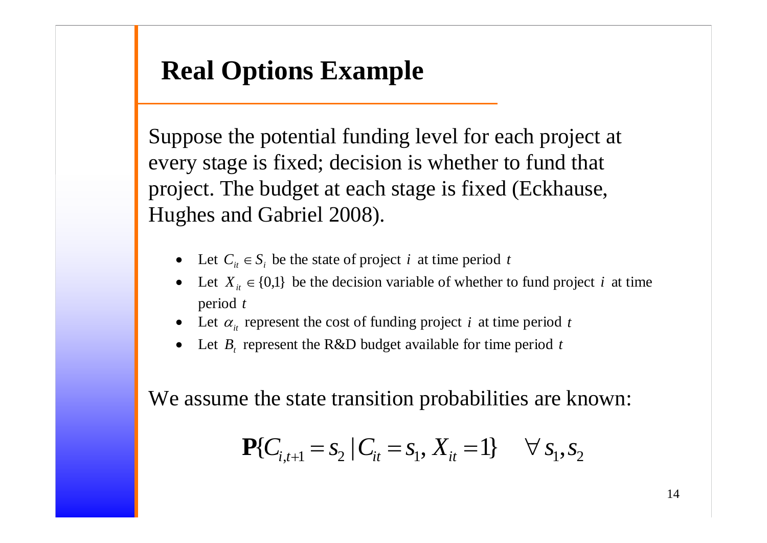# Real Options Example

Suppose the potential funding level for each project at every stage is fixed; decision is whether to fund that project. The budget at each stage is fixed (Eckhause, Hughes and Gabriel 2008).

- Let $C_{it} \in S_i$ be the state of project $i$ at time period $t$
- Let $X_{it} \in \{0,1\}$ be the decision variable of whether to fund project $i$ at time period $t$
- Let $\alpha_{it}$ represent the cost of funding project $i$ at time period $t$
- Let $B_t$ represent the R&D budget available for time period $t$

We assume the state transition probabilities are known:

$$\mathbf{P}\{C_{i,t+1} = s_2 \mid C_{it} = s_1, X_{it} = 1\} \quad \forall\, s_1, s_2$$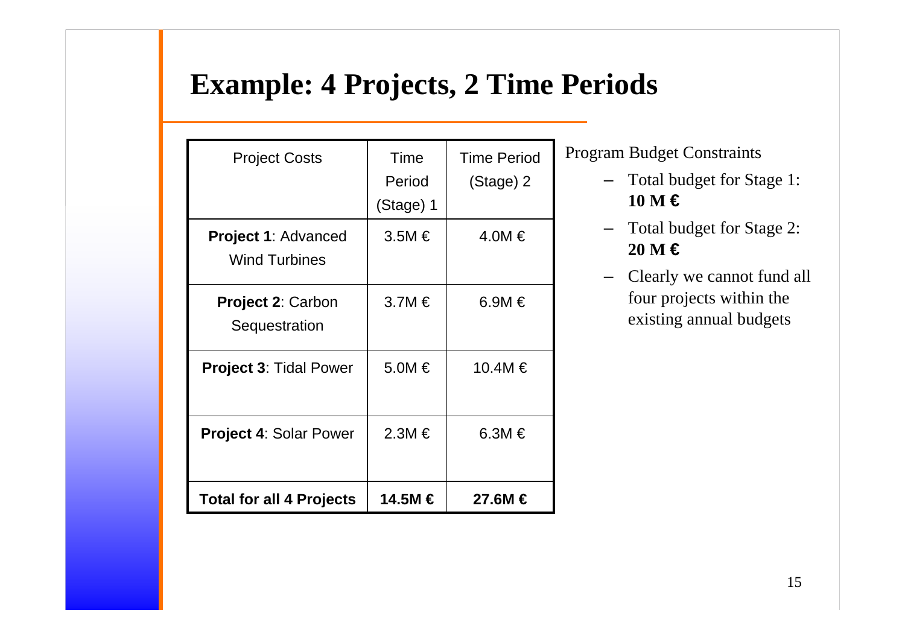# Example: 4 Projects, 2 Time Periods

| Project Costs | Time Period (Stage) 1 | Time Period (Stage) 2 |
| --- | --- | --- |
| **Project 1**: Advanced Wind Turbines | 3.5M € | 4.0M € |
| **Project 2**: Carbon Sequestration | 3.7M € | 6.9M € |
| **Project 3**: Tidal Power | 5.0M € | 10.4M € |
| **Project 4**: Solar Power | 2.3M € | 6.3M € |
| **Total for all 4 Projects** | **14.5M €** | **27.6M €** |

Program Budget Constraints

- Total budget for Stage 1: **10 M €**
- Total budget for Stage 2: **20 M €**
- Clearly we cannot fund all four projects within the existing annual budgets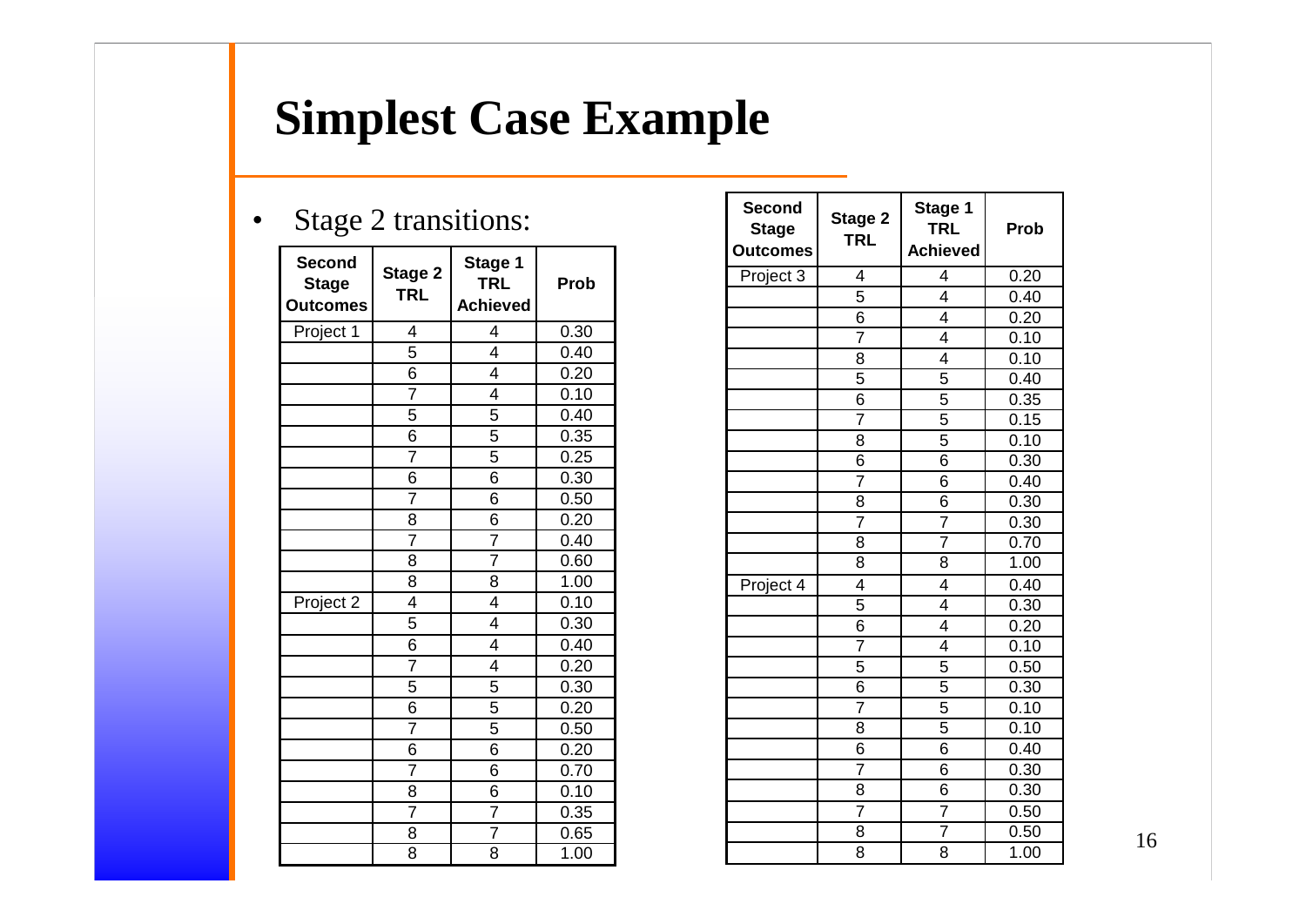# Simplest Case Example

- Stage 2 transitions:

| Second Stage Outcomes | Stage 2 TRL | Stage 1 TRL Achieved | Prob |
|---|---|---|---|
| Project 1 | 4 | 4 | 0.30 |
| | 5 | 4 | 0.40 |
| | 6 | 4 | 0.20 |
| | 7 | 4 | 0.10 |
| | 5 | 5 | 0.40 |
| | 6 | 5 | 0.35 |
| | 7 | 5 | 0.25 |
| | 6 | 6 | 0.30 |
| | 7 | 6 | 0.50 |
| | 8 | 6 | 0.20 |
| | 7 | 7 | 0.40 |
| | 8 | 7 | 0.60 |
| | 8 | 8 | 1.00 |
| Project 2 | 4 | 4 | 0.10 |
| | 5 | 4 | 0.30 |
| | 6 | 4 | 0.40 |
| | 7 | 4 | 0.20 |
| | 5 | 5 | 0.30 |
| | 6 | 5 | 0.20 |
| | 7 | 5 | 0.50 |
| | 6 | 6 | 0.20 |
| | 7 | 6 | 0.70 |
| | 8 | 6 | 0.10 |
| | 7 | 7 | 0.35 |
| | 8 | 7 | 0.65 |
| | 8 | 8 | 1.00 |

| Second Stage Outcomes | Stage 2 TRL | Stage 1 TRL Achieved | Prob |
|---|---|---|---|
| Project 3 | 4 | 4 | 0.20 |
| | 5 | 4 | 0.40 |
| | 6 | 4 | 0.20 |
| | 7 | 4 | 0.10 |
| | 8 | 4 | 0.10 |
| | 5 | 5 | 0.40 |
| | 6 | 5 | 0.35 |
| | 7 | 5 | 0.15 |
| | 8 | 5 | 0.10 |
| | 6 | 6 | 0.30 |
| | 7 | 6 | 0.40 |
| | 8 | 6 | 0.30 |
| | 7 | 7 | 0.30 |
| | 8 | 7 | 0.70 |
| | 8 | 8 | 1.00 |
| Project 4 | 4 | 4 | 0.40 |
| | 5 | 4 | 0.30 |
| | 6 | 4 | 0.20 |
| | 7 | 4 | 0.10 |
| | 5 | 5 | 0.50 |
| | 6 | 5 | 0.30 |
| | 7 | 5 | 0.10 |
| | 8 | 5 | 0.10 |
| | 6 | 6 | 0.40 |
| | 7 | 6 | 0.30 |
| | 8 | 6 | 0.30 |
| | 7 | 7 | 0.50 |
| | 8 | 7 | 0.50 |
| | 8 | 8 | 1.00 |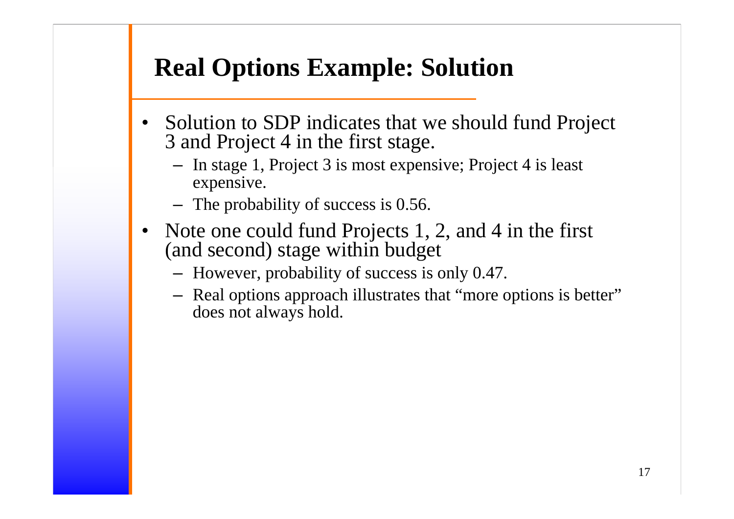# Real Options Example: Solution

- Solution to SDP indicates that we should fund Project 3 and Project 4 in the first stage.
  - In stage 1, Project 3 is most expensive; Project 4 is least expensive.
  - The probability of success is 0.56.
- Note one could fund Projects 1, 2, and 4 in the first (and second) stage within budget
  - However, probability of success is only 0.47.
  - Real options approach illustrates that "more options is better" does not always hold.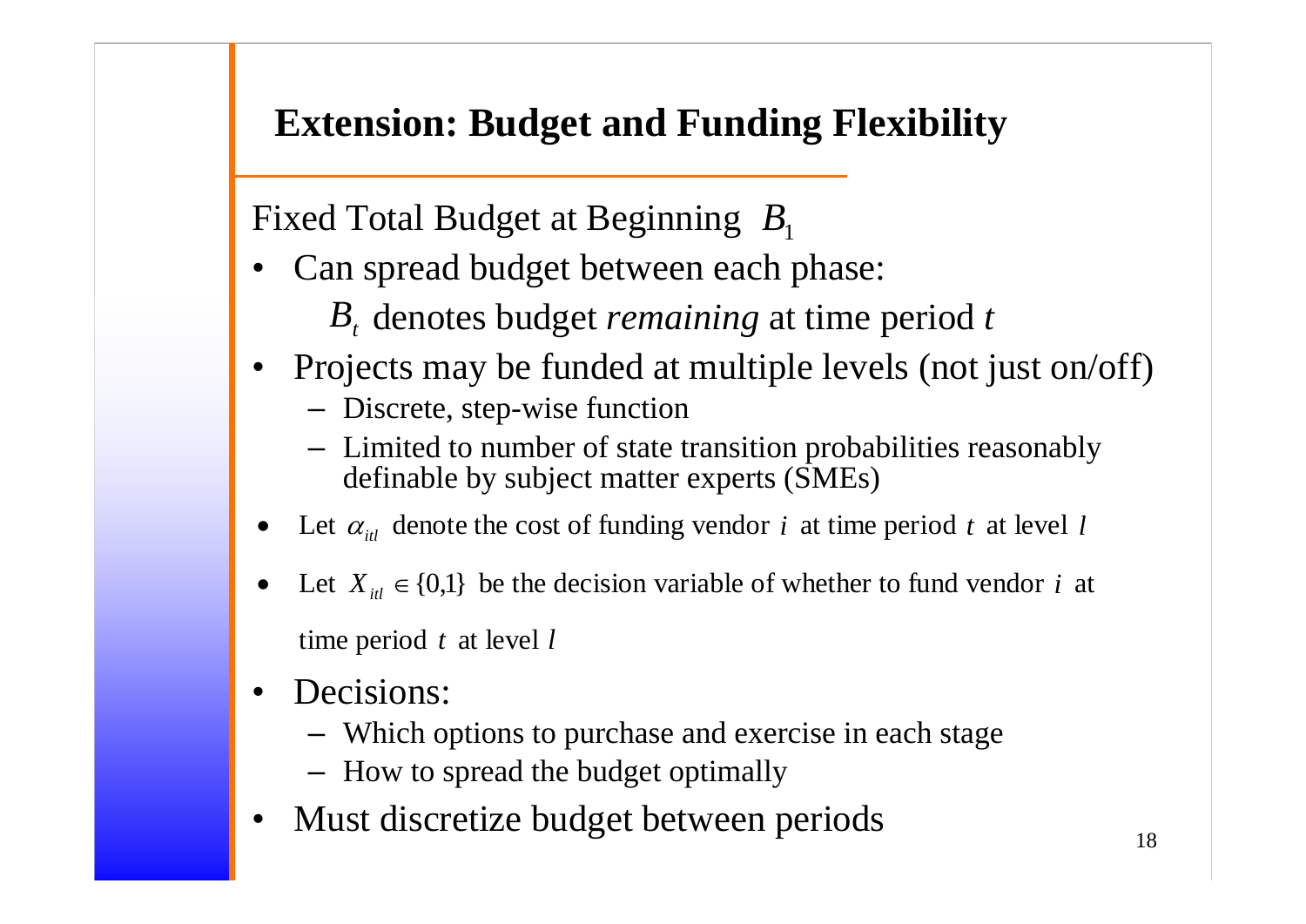## Extension: Budget and Funding Flexibility

Fixed Total Budget at Beginning $B_1$

- Can spread budget between each phase:

  $B_t$ denotes budget *remaining* at time period $t$

- Projects may be funded at multiple levels (not just on/off)
  - Discrete, step-wise function
  - Limited to number of state transition probabilities reasonably definable by subject matter experts (SMEs)
- Let $\alpha_{itl}$ denote the cost of funding vendor $i$ at time period $t$ at level $l$
- Let $X_{itl} \in \{0,1\}$ be the decision variable of whether to fund vendor $i$ at time period $t$ at level $l$
- Decisions:
  - Which options to purchase and exercise in each stage
  - How to spread the budget optimally
- Must discretize budget between periods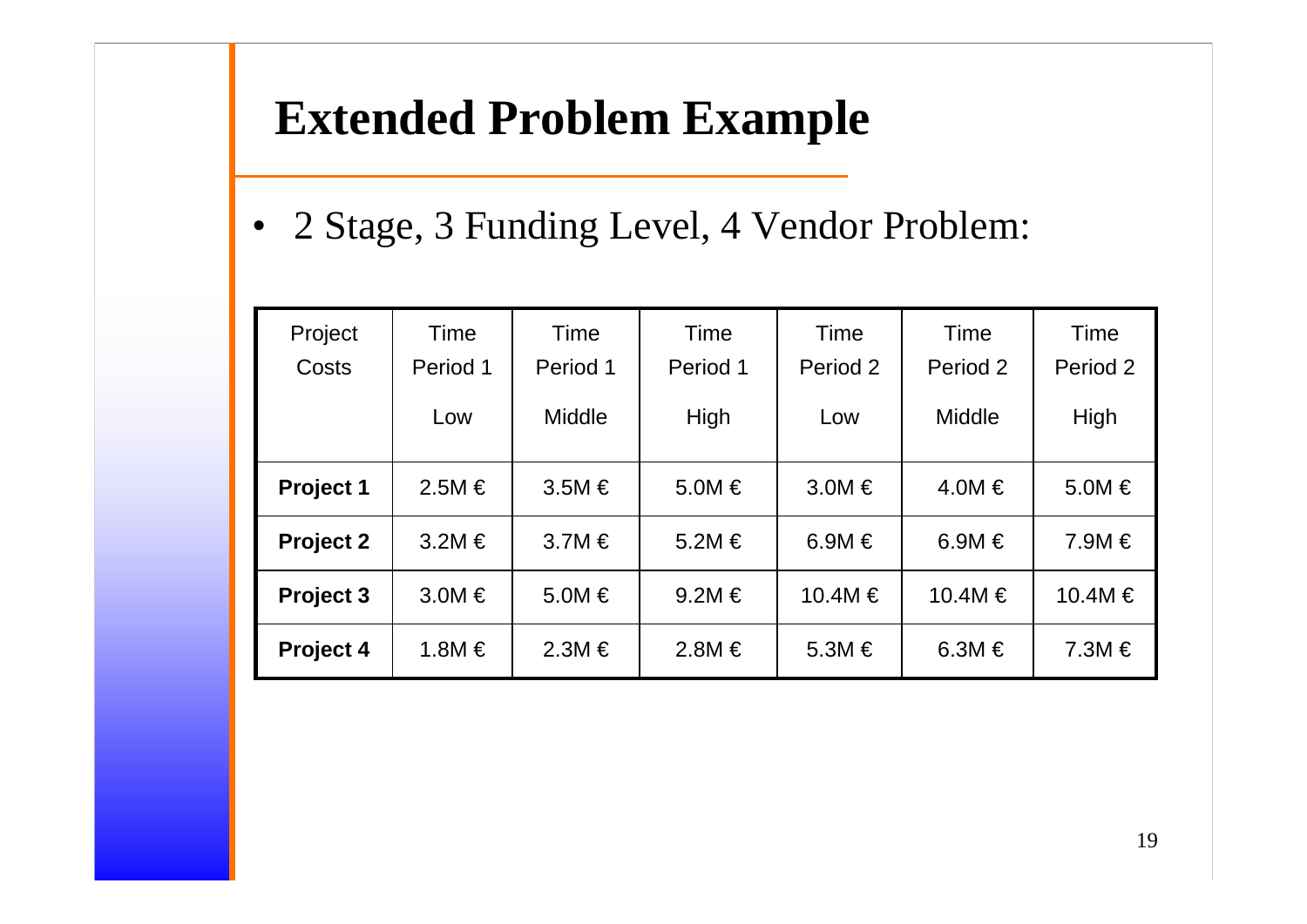# Extended Problem Example

- 2 Stage, 3 Funding Level, 4 Vendor Problem:

| Project Costs | Time Period 1 Low | Time Period 1 Middle | Time Period 1 High | Time Period 2 Low | Time Period 2 Middle | Time Period 2 High |
|---|---|---|---|---|---|---|
| **Project 1** | 2.5M € | 3.5M € | 5.0M € | 3.0M € | 4.0M € | 5.0M € |
| **Project 2** | 3.2M € | 3.7M € | 5.2M € | 6.9M € | 6.9M € | 7.9M € |
| **Project 3** | 3.0M € | 5.0M € | 9.2M € | 10.4M € | 10.4M € | 10.4M € |
| **Project 4** | 1.8M € | 2.3M € | 2.8M € | 5.3M € | 6.3M € | 7.3M € |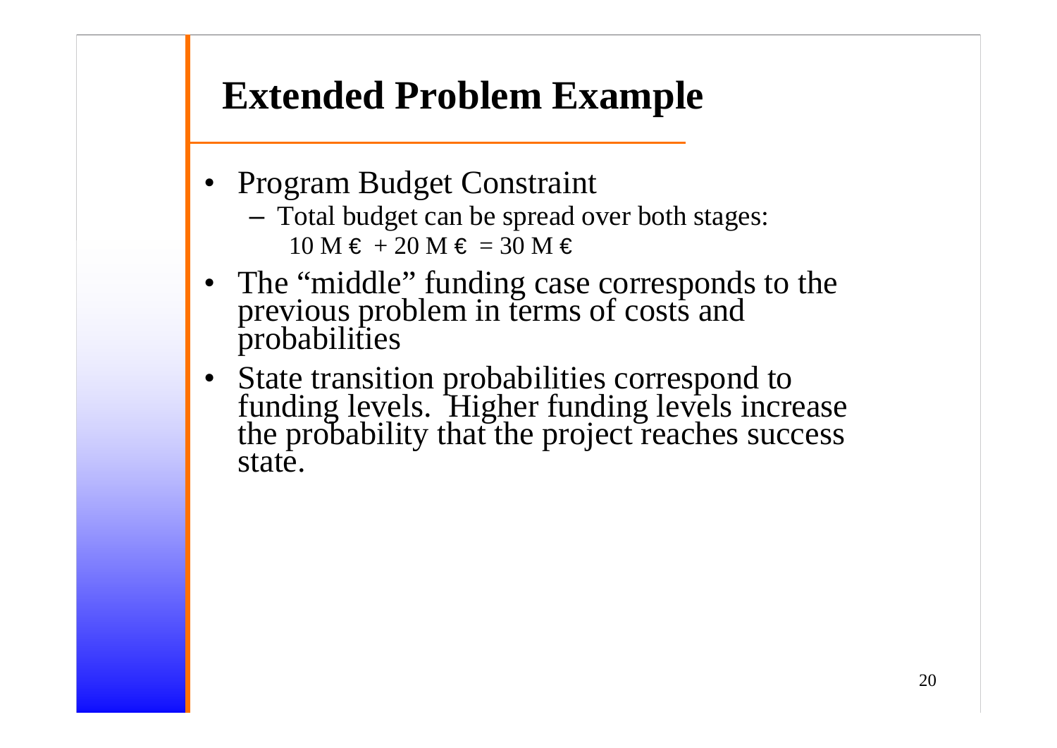# Extended Problem Example

- Program Budget Constraint
  - Total budget can be spread over both stages: 10 M € + 20 M € = 30 M €
- The "middle" funding case corresponds to the previous problem in terms of costs and probabilities
- State transition probabilities correspond to funding levels. Higher funding levels increase the probability that the project reaches success state.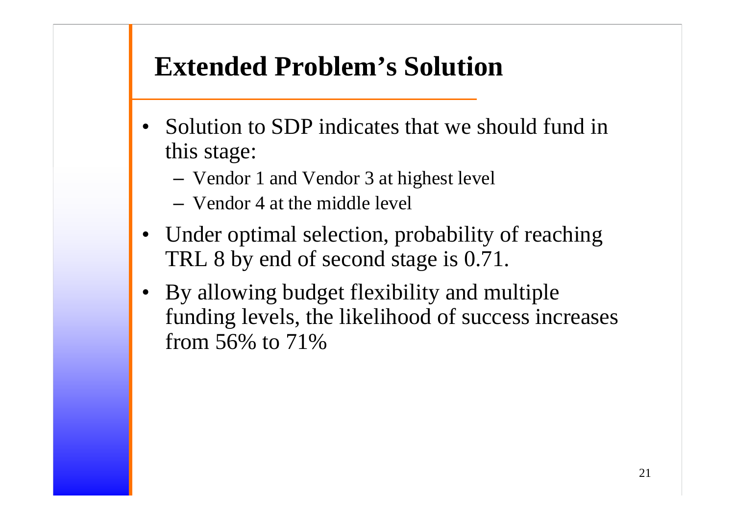# Extended Problem's Solution

- Solution to SDP indicates that we should fund in this stage:
  - Vendor 1 and Vendor 3 at highest level
  - Vendor 4 at the middle level
- Under optimal selection, probability of reaching TRL 8 by end of second stage is 0.71.
- By allowing budget flexibility and multiple funding levels, the likelihood of success increases from 56% to 71%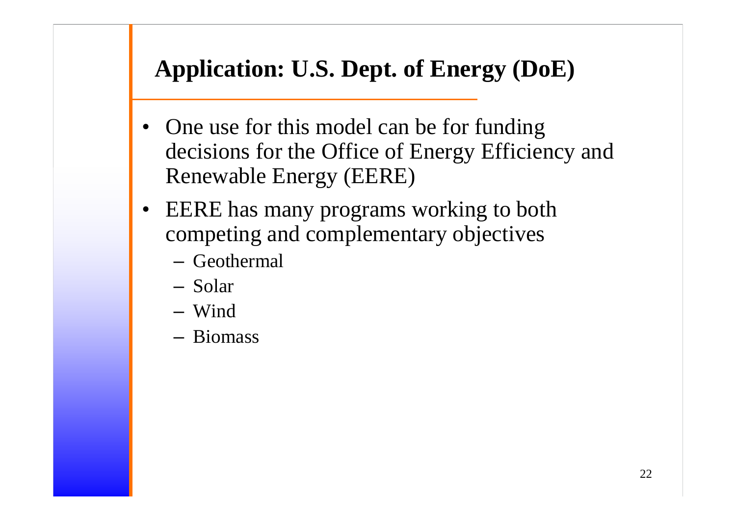## Application: U.S. Dept. of Energy (DoE)

- One use for this model can be for funding decisions for the Office of Energy Efficiency and Renewable Energy (EERE)
- EERE has many programs working to both competing and complementary objectives
  - Geothermal
  - Solar
  - Wind
  - Biomass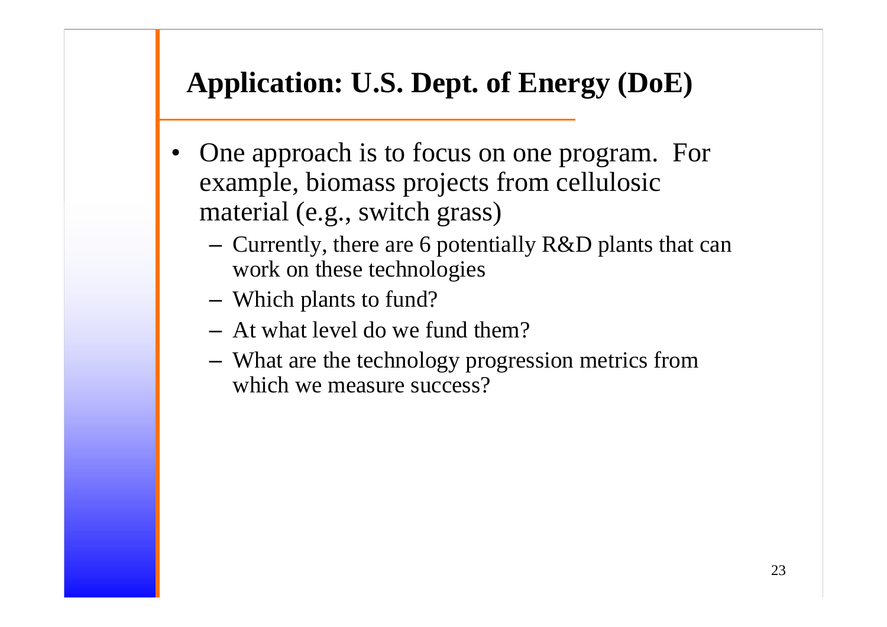## Application: U.S. Dept. of Energy (DoE)

- One approach is to focus on one program. For example, biomass projects from cellulosic material (e.g., switch grass)
  - Currently, there are 6 potentially R&D plants that can work on these technologies
  - Which plants to fund?
  - At what level do we fund them?
  - What are the technology progression metrics from which we measure success?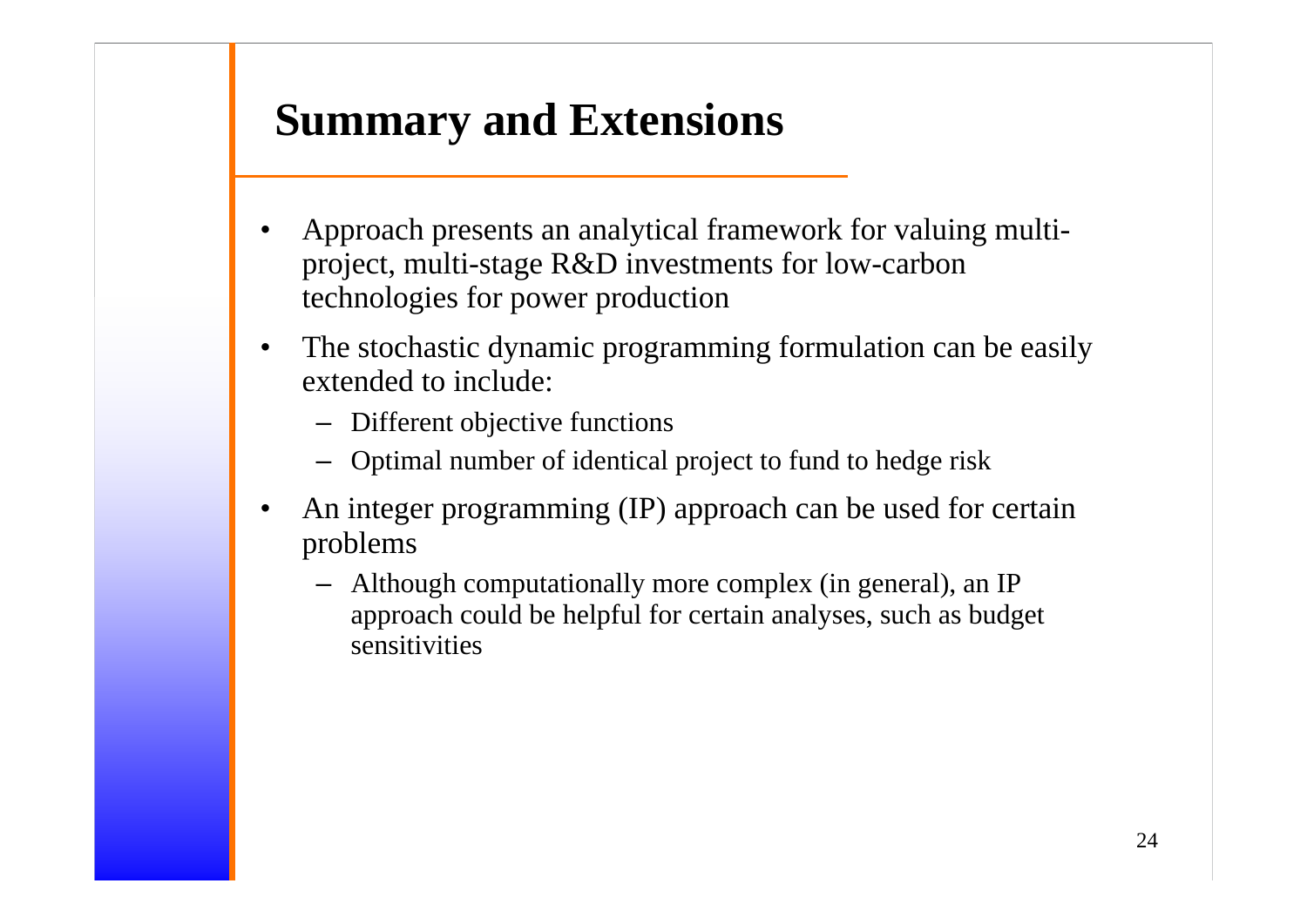# Summary and Extensions

- Approach presents an analytical framework for valuing multi-project, multi-stage R&D investments for low-carbon technologies for power production
- The stochastic dynamic programming formulation can be easily extended to include:
  - Different objective functions
  - Optimal number of identical project to fund to hedge risk
- An integer programming (IP) approach can be used for certain problems
  - Although computationally more complex (in general), an IP approach could be helpful for certain analyses, such as budget sensitivities